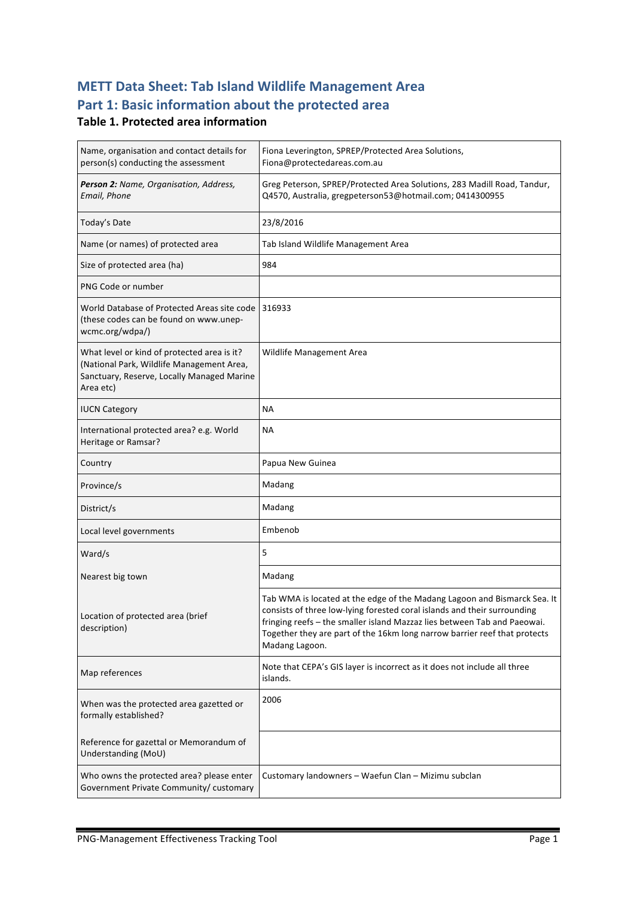# METT Data Sheet: Tab Island Wildlife Management Area

## Part 1: Basic information about the protected area

### Table 1. Protected area information

| | |
|---|---|
| Name, organisation and contact details for person(s) conducting the assessment | Fiona Leverington, SPREP/Protected Area Solutions, Fiona@protectedareas.com.au |
| ***Person 2:*** *Name, Organisation, Address, Email, Phone* | Greg Peterson, SPREP/Protected Area Solutions, 283 Madill Road, Tandur, Q4570, Australia, gregpeterson53@hotmail.com; 0414300955 |
| Today's Date | 23/8/2016 |
| Name (or names) of protected area | Tab Island Wildlife Management Area |
| Size of protected area (ha) | 984 |
| PNG Code or number | |
| World Database of Protected Areas site code (these codes can be found on www.unep-wcmc.org/wdpa/) | 316933 |
| What level or kind of protected area is it? (National Park, Wildlife Management Area, Sanctuary, Reserve, Locally Managed Marine Area etc) | Wildlife Management Area |
| IUCN Category | NA |
| International protected area? e.g. World Heritage or Ramsar? | NA |
| Country | Papua New Guinea |
| Province/s | Madang |
| District/s | Madang |
| Local level governments | Embenob |
| Ward/s | 5 |
| Nearest big town | Madang |
| Location of protected area (brief description) | Tab WMA is located at the edge of the Madang Lagoon and Bismarck Sea. It consists of three low-lying forested coral islands and their surrounding fringing reefs – the smaller island Mazzaz lies between Tab and Paeowai. Together they are part of the 16km long narrow barrier reef that protects Madang Lagoon. |
| Map references | Note that CEPA's GIS layer is incorrect as it does not include all three islands. |
| When was the protected area gazetted or formally established? | 2006 |
| Reference for gazettal or Memorandum of Understanding (MoU) | |
| Who owns the protected area? please enter Government Private Community/ customary | Customary landowners – Waefun Clan – Mizimu subclan |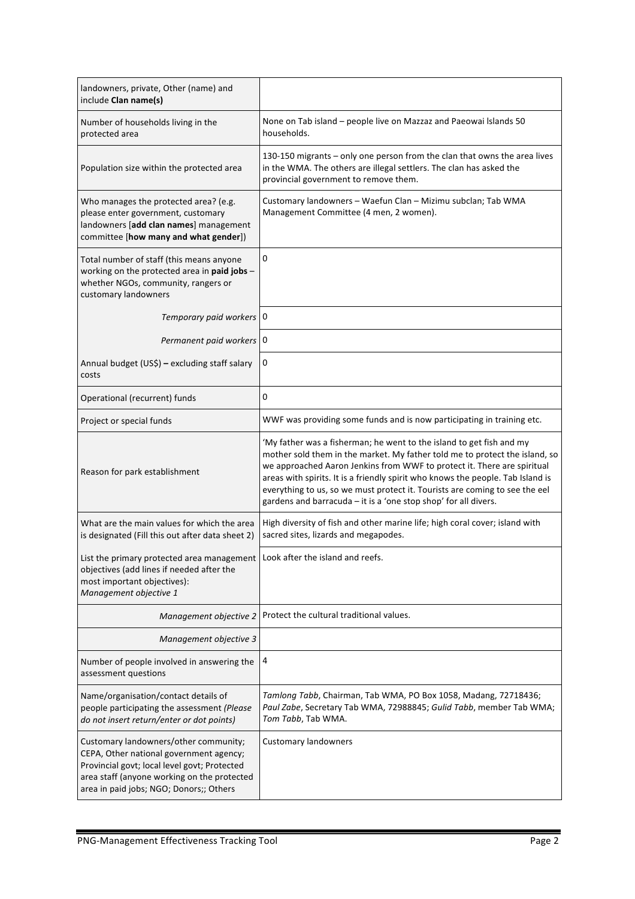| landowners, private, Other (name) and include **Clan name(s)** | |
|---|---|
| Number of households living in the protected area | None on Tab island – people live on Mazzaz and Paeowai Islands 50 households. |
| Population size within the protected area | 130-150 migrants – only one person from the clan that owns the area lives in the WMA. The others are illegal settlers. The clan has asked the provincial government to remove them. |
| Who manages the protected area? (e.g. please enter government, customary landowners [**add clan names**] management committee [**how many and what gender**]) | Customary landowners – Waefun Clan – Mizimu subclan; Tab WMA Management Committee (4 men, 2 women). |
| Total number of staff (this means anyone working on the protected area in **paid jobs** – whether NGOs, community, rangers or customary landowners | 0 |
| *Temporary paid workers* | 0 |
| *Permanent paid workers* | 0 |
| Annual budget (US$) **–** excluding staff salary costs | 0 |
| Operational (recurrent) funds | 0 |
| Project or special funds | WWF was providing some funds and is now participating in training etc. |
| Reason for park establishment | 'My father was a fisherman; he went to the island to get fish and my mother sold them in the market. My father told me to protect the island, so we approached Aaron Jenkins from WWF to protect it. There are spiritual areas with spirits. It is a friendly spirit who knows the people. Tab Island is everything to us, so we must protect it. Tourists are coming to see the eel gardens and barracuda – it is a 'one stop shop' for all divers. |
| What are the main values for which the area is designated (Fill this out after data sheet 2) | High diversity of fish and other marine life; high coral cover; island with sacred sites, lizards and megapodes. |
| List the primary protected area management objectives (add lines if needed after the most important objectives): *Management objective 1* | Look after the island and reefs. |
| *Management objective 2* | Protect the cultural traditional values. |
| *Management objective 3* | |
| Number of people involved in answering the assessment questions | 4 |
| Name/organisation/contact details of people participating the assessment *(Please do not insert return/enter or dot points)* | *Tamlong Tabb*, Chairman, Tab WMA, PO Box 1058, Madang, 72718436; *Paul Zabe*, Secretary Tab WMA, 72988845; *Gulid Tabb*, member Tab WMA; *Tom Tabb*, Tab WMA. |
| Customary landowners/other community; CEPA, Other national government agency; Provincial govt; local level govt; Protected area staff (anyone working on the protected area in paid jobs; NGO; Donors;; Others | Customary landowners |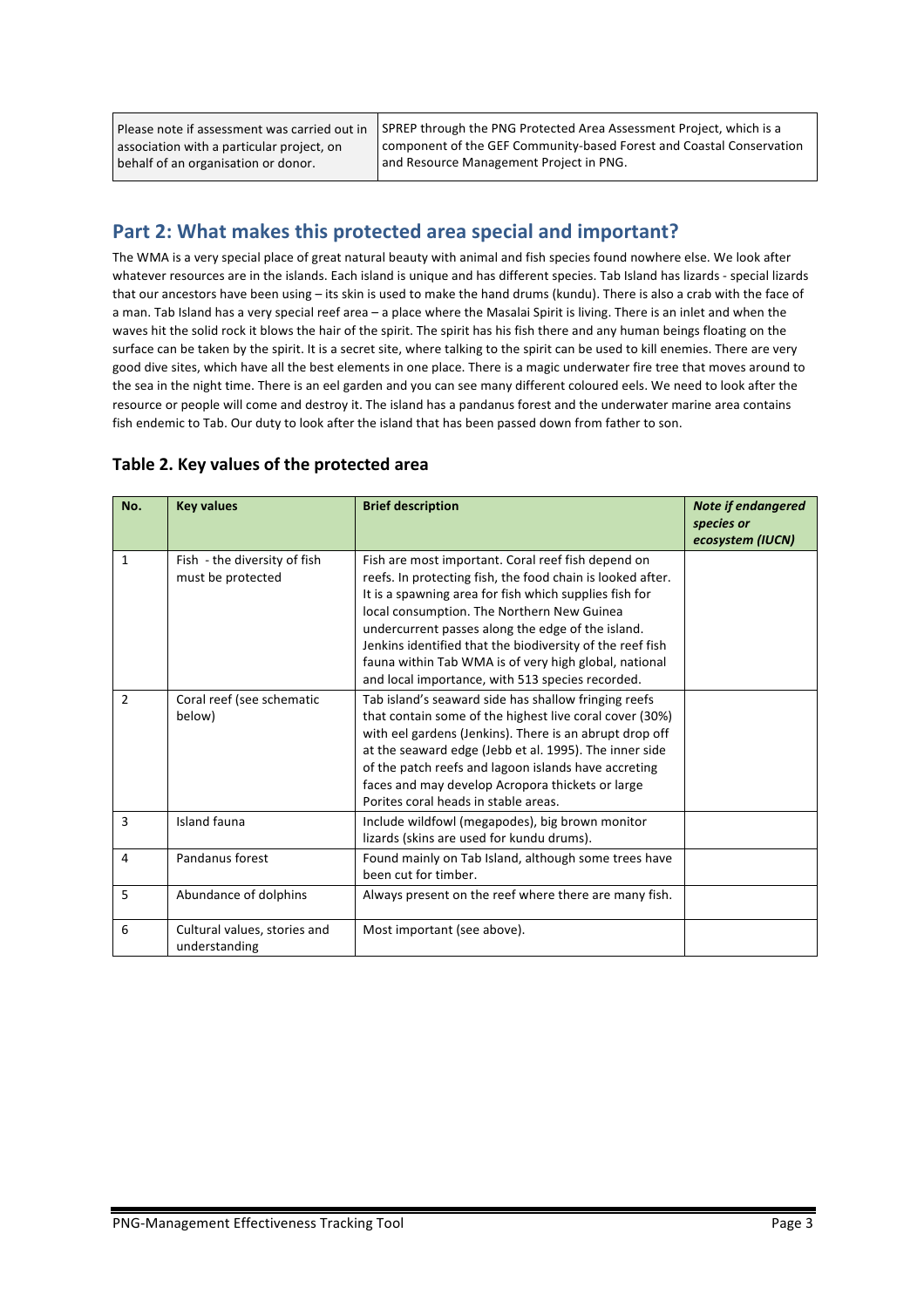| Please note if assessment was carried out in association with a particular project, on behalf of an organisation or donor. | SPREP through the PNG Protected Area Assessment Project, which is a component of the GEF Community-based Forest and Coastal Conservation and Resource Management Project in PNG. |
|---|---|

## Part 2: What makes this protected area special and important?

The WMA is a very special place of great natural beauty with animal and fish species found nowhere else. We look after whatever resources are in the islands. Each island is unique and has different species. Tab Island has lizards - special lizards that our ancestors have been using – its skin is used to make the hand drums (kundu). There is also a crab with the face of a man. Tab Island has a very special reef area – a place where the Masalai Spirit is living. There is an inlet and when the waves hit the solid rock it blows the hair of the spirit. The spirit has his fish there and any human beings floating on the surface can be taken by the spirit. It is a secret site, where talking to the spirit can be used to kill enemies. There are very good dive sites, which have all the best elements in one place. There is a magic underwater fire tree that moves around to the sea in the night time. There is an eel garden and you can see many different coloured eels. We need to look after the resource or people will come and destroy it. The island has a pandanus forest and the underwater marine area contains fish endemic to Tab. Our duty to look after the island that has been passed down from father to son.

### Table 2. Key values of the protected area

| No. | Key values | Brief description | *Note if endangered species or ecosystem (IUCN)* |
|---|---|---|---|
| 1 | Fish - the diversity of fish must be protected | Fish are most important. Coral reef fish depend on reefs. In protecting fish, the food chain is looked after. It is a spawning area for fish which supplies fish for local consumption. The Northern New Guinea undercurrent passes along the edge of the island. Jenkins identified that the biodiversity of the reef fish fauna within Tab WMA is of very high global, national and local importance, with 513 species recorded. | |
| 2 | Coral reef (see schematic below) | Tab island's seaward side has shallow fringing reefs that contain some of the highest live coral cover (30%) with eel gardens (Jenkins). There is an abrupt drop off at the seaward edge (Jebb et al. 1995). The inner side of the patch reefs and lagoon islands have accreting faces and may develop Acropora thickets or large Porites coral heads in stable areas. | |
| 3 | Island fauna | Include wildfowl (megapodes), big brown monitor lizards (skins are used for kundu drums). | |
| 4 | Pandanus forest | Found mainly on Tab Island, although some trees have been cut for timber. | |
| 5 | Abundance of dolphins | Always present on the reef where there are many fish. | |
| 6 | Cultural values, stories and understanding | Most important (see above). | |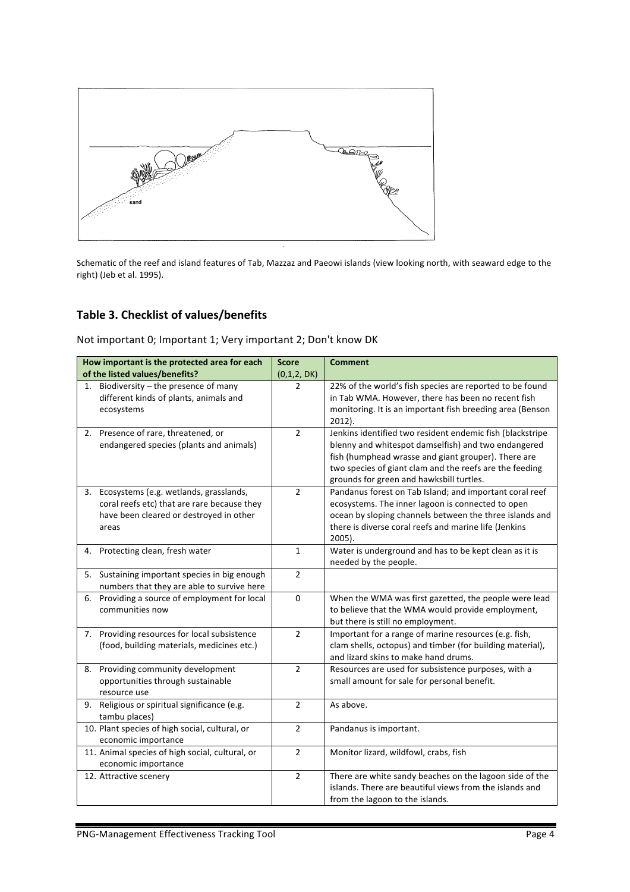Schematic of the reef and island features of Tab, Mazzaz and Paeowi islands (view looking north, with seaward edge to the right) (Jeb et al. 1995).

## Table 3. Checklist of values/benefits

Not important 0; Important 1; Very important 2; Don't know DK

| How important is the protected area for each of the listed values/benefits? | Score (0,1,2, DK) | Comment |
|---|---|---|
| 1. Biodiversity – the presence of many different kinds of plants, animals and ecosystems | 2 | 22% of the world's fish species are reported to be found in Tab WMA. However, there has been no recent fish monitoring. It is an important fish breeding area (Benson 2012). |
| 2. Presence of rare, threatened, or endangered species (plants and animals) | 2 | Jenkins identified two resident endemic fish (blackstripe blenny and whitespot damselfish) and two endangered fish (humphead wrasse and giant grouper). There are two species of giant clam and the reefs are the feeding grounds for green and hawksbill turtles. |
| 3. Ecosystems (e.g. wetlands, grasslands, coral reefs etc) that are rare because they have been cleared or destroyed in other areas | 2 | Pandanus forest on Tab Island; and important coral reef ecosystems. The inner lagoon is connected to open ocean by sloping channels between the three islands and there is diverse coral reefs and marine life (Jenkins 2005). |
| 4. Protecting clean, fresh water | 1 | Water is underground and has to be kept clean as it is needed by the people. |
| 5. Sustaining important species in big enough numbers that they are able to survive here | 2 | |
| 6. Providing a source of employment for local communities now | 0 | When the WMA was first gazetted, the people were lead to believe that the WMA would provide employment, but there is still no employment. |
| 7. Providing resources for local subsistence (food, building materials, medicines etc.) | 2 | Important for a range of marine resources (e.g. fish, clam shells, octopus) and timber (for building material), and lizard skins to make hand drums. |
| 8. Providing community development opportunities through sustainable resource use | 2 | Resources are used for subsistence purposes, with a small amount for sale for personal benefit. |
| 9. Religious or spiritual significance (e.g. tambu places) | 2 | As above. |
| 10. Plant species of high social, cultural, or economic importance | 2 | Pandanus is important. |
| 11. Animal species of high social, cultural, or economic importance | 2 | Monitor lizard, wildfowl, crabs, fish |
| 12. Attractive scenery | 2 | There are white sandy beaches on the lagoon side of the islands. There are beautiful views from the islands and from the lagoon to the islands. |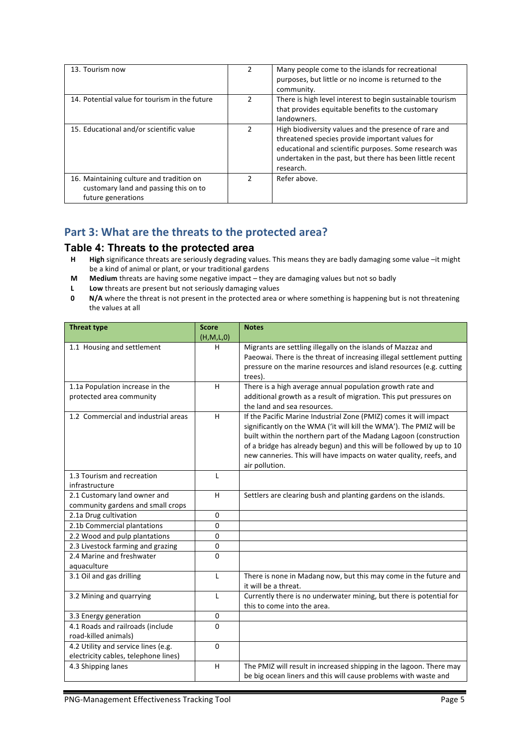| | | |
|---|---|---|
| 13. Tourism now | 2 | Many people come to the islands for recreational purposes, but little or no income is returned to the community. |
| 14. Potential value for tourism in the future | 2 | There is high level interest to begin sustainable tourism that provides equitable benefits to the customary landowners. |
| 15. Educational and/or scientific value | 2 | High biodiversity values and the presence of rare and threatened species provide important values for educational and scientific purposes. Some research was undertaken in the past, but there has been little recent research. |
| 16. Maintaining culture and tradition on customary land and passing this on to future generations | 2 | Refer above. |

## Part 3: What are the threats to the protected area?

### Table 4: Threats to the protected area

- **H** **High** significance threats are seriously degrading values. This means they are badly damaging some value –it might be a kind of animal or plant, or your traditional gardens
- **M** **Medium** threats are having some negative impact – they are damaging values but not so badly
- **L** **Low** threats are present but not seriously damaging values
- **0** **N/A** where the threat is not present in the protected area or where something is happening but is not threatening the values at all

| Threat type | Score (H,M,L,0) | Notes |
|---|---|---|
| 1.1 Housing and settlement | H | Migrants are settling illegally on the islands of Mazzaz and Paeowai. There is the threat of increasing illegal settlement putting pressure on the marine resources and island resources (e.g. cutting trees). |
| 1.1a Population increase in the protected area community | H | There is a high average annual population growth rate and additional growth as a result of migration. This put pressures on the land and sea resources. |
| 1.2 Commercial and industrial areas | H | If the Pacific Marine Industrial Zone (PMIZ) comes it will impact significantly on the WMA ('it will kill the WMA'). The PMIZ will be built within the northern part of the Madang Lagoon (construction of a bridge has already begun) and this will be followed by up to 10 new canneries. This will have impacts on water quality, reefs, and air pollution. |
| 1.3 Tourism and recreation infrastructure | L | |
| 2.1 Customary land owner and community gardens and small crops | H | Settlers are clearing bush and planting gardens on the islands. |
| 2.1a Drug cultivation | 0 | |
| 2.1b Commercial plantations | 0 | |
| 2.2 Wood and pulp plantations | 0 | |
| 2.3 Livestock farming and grazing | 0 | |
| 2.4 Marine and freshwater aquaculture | 0 | |
| 3.1 Oil and gas drilling | L | There is none in Madang now, but this may come in the future and it will be a threat. |
| 3.2 Mining and quarrying | L | Currently there is no underwater mining, but there is potential for this to come into the area. |
| 3.3 Energy generation | 0 | |
| 4.1 Roads and railroads (include road-killed animals) | 0 | |
| 4.2 Utility and service lines (e.g. electricity cables, telephone lines) | 0 | |
| 4.3 Shipping lanes | H | The PMIZ will result in increased shipping in the lagoon. There may be big ocean liners and this will cause problems with waste and |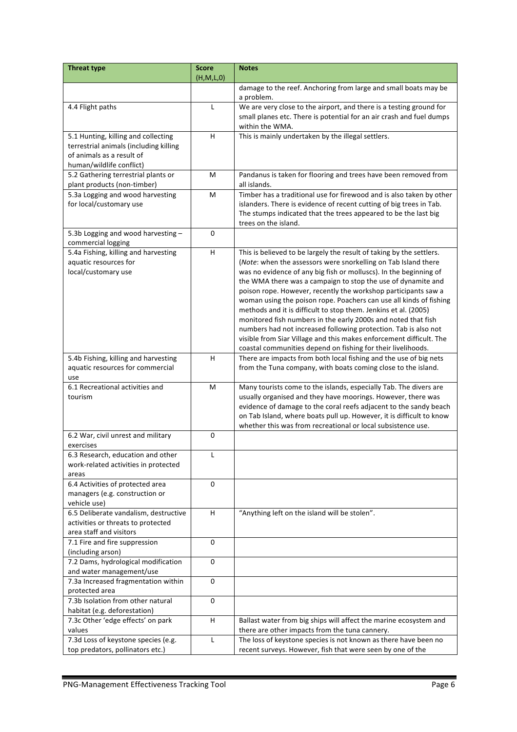| Threat type | Score (H,M,L,0) | Notes |
|---|---|---|
| | | damage to the reef. Anchoring from large and small boats may be a problem. |
| 4.4 Flight paths | L | We are very close to the airport, and there is a testing ground for small planes etc. There is potential for an air crash and fuel dumps within the WMA. |
| 5.1 Hunting, killing and collecting terrestrial animals (including killing of animals as a result of human/wildlife conflict) | H | This is mainly undertaken by the illegal settlers. |
| 5.2 Gathering terrestrial plants or plant products (non-timber) | M | Pandanus is taken for flooring and trees have been removed from all islands. |
| 5.3a Logging and wood harvesting for local/customary use | M | Timber has a traditional use for firewood and is also taken by other islanders. There is evidence of recent cutting of big trees in Tab. The stumps indicated that the trees appeared to be the last big trees on the island. |
| 5.3b Logging and wood harvesting – commercial logging | 0 | |
| 5.4a Fishing, killing and harvesting aquatic resources for local/customary use | H | This is believed to be largely the result of taking by the settlers. (*Note*: when the assessors were snorkelling on Tab Island there was no evidence of any big fish or molluscs). In the beginning of the WMA there was a campaign to stop the use of dynamite and poison rope. However, recently the workshop participants saw a woman using the poison rope. Poachers can use all kinds of fishing methods and it is difficult to stop them. Jenkins et al. (2005) monitored fish numbers in the early 2000s and noted that fish numbers had not increased following protection. Tab is also not visible from Siar Village and this makes enforcement difficult. The coastal communities depend on fishing for their livelihoods. |
| 5.4b Fishing, killing and harvesting aquatic resources for commercial use | H | There are impacts from both local fishing and the use of big nets from the Tuna company, with boats coming close to the island. |
| 6.1 Recreational activities and tourism | M | Many tourists come to the islands, especially Tab. The divers are usually organised and they have moorings. However, there was evidence of damage to the coral reefs adjacent to the sandy beach on Tab Island, where boats pull up. However, it is difficult to know whether this was from recreational or local subsistence use. |
| 6.2 War, civil unrest and military exercises | 0 | |
| 6.3 Research, education and other work-related activities in protected areas | L | |
| 6.4 Activities of protected area managers (e.g. construction or vehicle use) | 0 | |
| 6.5 Deliberate vandalism, destructive activities or threats to protected area staff and visitors | H | "Anything left on the island will be stolen". |
| 7.1 Fire and fire suppression (including arson) | 0 | |
| 7.2 Dams, hydrological modification and water management/use | 0 | |
| 7.3a Increased fragmentation within protected area | 0 | |
| 7.3b Isolation from other natural habitat (e.g. deforestation) | 0 | |
| 7.3c Other 'edge effects' on park values | H | Ballast water from big ships will affect the marine ecosystem and there are other impacts from the tuna cannery. |
| 7.3d Loss of keystone species (e.g. top predators, pollinators etc.) | L | The loss of keystone species is not known as there have been no recent surveys. However, fish that were seen by one of the |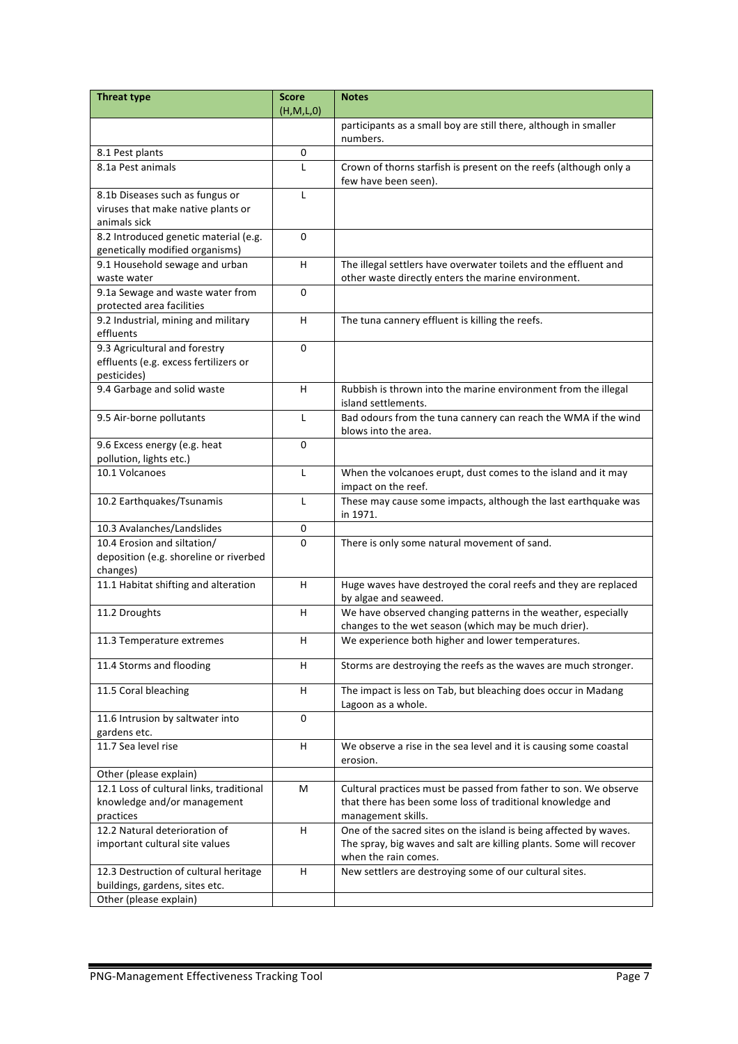| Threat type | Score (H,M,L,0) | Notes |
| --- | --- | --- |
| | | participants as a small boy are still there, although in smaller numbers. |
| 8.1 Pest plants | 0 | |
| 8.1a Pest animals | L | Crown of thorns starfish is present on the reefs (although only a few have been seen). |
| 8.1b Diseases such as fungus or viruses that make native plants or animals sick | L | |
| 8.2 Introduced genetic material (e.g. genetically modified organisms) | 0 | |
| 9.1 Household sewage and urban waste water | H | The illegal settlers have overwater toilets and the effluent and other waste directly enters the marine environment. |
| 9.1a Sewage and waste water from protected area facilities | 0 | |
| 9.2 Industrial, mining and military effluents | H | The tuna cannery effluent is killing the reefs. |
| 9.3 Agricultural and forestry effluents (e.g. excess fertilizers or pesticides) | 0 | |
| 9.4 Garbage and solid waste | H | Rubbish is thrown into the marine environment from the illegal island settlements. |
| 9.5 Air-borne pollutants | L | Bad odours from the tuna cannery can reach the WMA if the wind blows into the area. |
| 9.6 Excess energy (e.g. heat pollution, lights etc.) | 0 | |
| 10.1 Volcanoes | L | When the volcanoes erupt, dust comes to the island and it may impact on the reef. |
| 10.2 Earthquakes/Tsunamis | L | These may cause some impacts, although the last earthquake was in 1971. |
| 10.3 Avalanches/Landslides | 0 | |
| 10.4 Erosion and siltation/ deposition (e.g. shoreline or riverbed changes) | 0 | There is only some natural movement of sand. |
| 11.1 Habitat shifting and alteration | H | Huge waves have destroyed the coral reefs and they are replaced by algae and seaweed. |
| 11.2 Droughts | H | We have observed changing patterns in the weather, especially changes to the wet season (which may be much drier). |
| 11.3 Temperature extremes | H | We experience both higher and lower temperatures. |
| 11.4 Storms and flooding | H | Storms are destroying the reefs as the waves are much stronger. |
| 11.5 Coral bleaching | H | The impact is less on Tab, but bleaching does occur in Madang Lagoon as a whole. |
| 11.6 Intrusion by saltwater into gardens etc. | 0 | |
| 11.7 Sea level rise | H | We observe a rise in the sea level and it is causing some coastal erosion. |
| Other (please explain) | | |
| 12.1 Loss of cultural links, traditional knowledge and/or management practices | M | Cultural practices must be passed from father to son. We observe that there has been some loss of traditional knowledge and management skills. |
| 12.2 Natural deterioration of important cultural site values | H | One of the sacred sites on the island is being affected by waves. The spray, big waves and salt are killing plants. Some will recover when the rain comes. |
| 12.3 Destruction of cultural heritage buildings, gardens, sites etc. | H | New settlers are destroying some of our cultural sites. |
| Other (please explain) | | |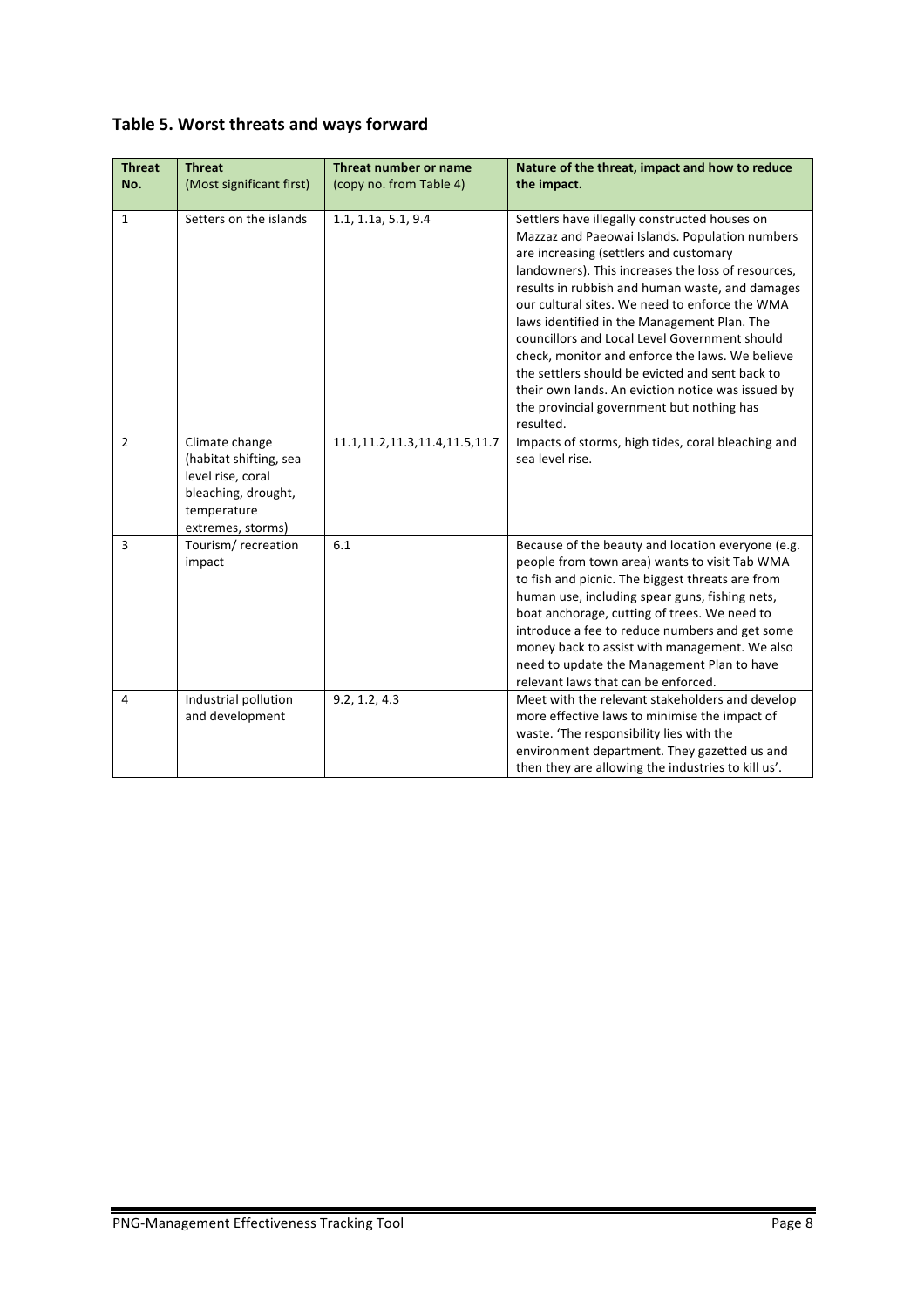## Table 5. Worst threats and ways forward

| Threat No. | Threat (Most significant first) | Threat number or name (copy no. from Table 4) | Nature of the threat, impact and how to reduce the impact. |
|---|---|---|---|
| 1 | Setters on the islands | 1.1, 1.1a, 5.1, 9.4 | Settlers have illegally constructed houses on Mazzaz and Paeowai Islands. Population numbers are increasing (settlers and customary landowners). This increases the loss of resources, results in rubbish and human waste, and damages our cultural sites. We need to enforce the WMA laws identified in the Management Plan. The councillors and Local Level Government should check, monitor and enforce the laws. We believe the settlers should be evicted and sent back to their own lands. An eviction notice was issued by the provincial government but nothing has resulted. |
| 2 | Climate change (habitat shifting, sea level rise, coral bleaching, drought, temperature extremes, storms) | 11.1,11.2,11.3,11.4,11.5,11.7 | Impacts of storms, high tides, coral bleaching and sea level rise. |
| 3 | Tourism/ recreation impact | 6.1 | Because of the beauty and location everyone (e.g. people from town area) wants to visit Tab WMA to fish and picnic. The biggest threats are from human use, including spear guns, fishing nets, boat anchorage, cutting of trees. We need to introduce a fee to reduce numbers and get some money back to assist with management. We also need to update the Management Plan to have relevant laws that can be enforced. |
| 4 | Industrial pollution and development | 9.2, 1.2, 4.3 | Meet with the relevant stakeholders and develop more effective laws to minimise the impact of waste. 'The responsibility lies with the environment department. They gazetted us and then they are allowing the industries to kill us'. |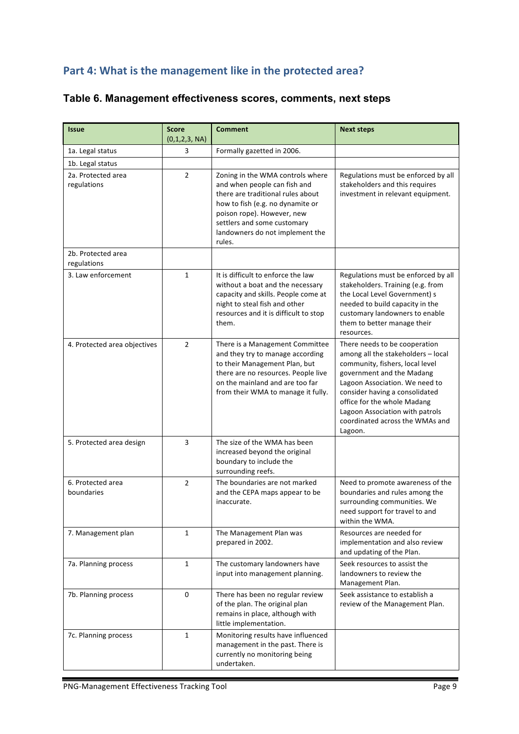## Part 4: What is the management like in the protected area?

### Table 6. Management effectiveness scores, comments, next steps

| Issue | Score (0,1,2,3, NA) | Comment | Next steps |
|---|---|---|---|
| 1a. Legal status | 3 | Formally gazetted in 2006. | |
| 1b. Legal status | | | |
| 2a. Protected area regulations | 2 | Zoning in the WMA controls where and when people can fish and there are traditional rules about how to fish (e.g. no dynamite or poison rope). However, new settlers and some customary landowners do not implement the rules. | Regulations must be enforced by all stakeholders and this requires investment in relevant equipment. |
| 2b. Protected area regulations | | | |
| 3. Law enforcement | 1 | It is difficult to enforce the law without a boat and the necessary capacity and skills. People come at night to steal fish and other resources and it is difficult to stop them. | Regulations must be enforced by all stakeholders. Training (e.g. from the Local Level Government) s needed to build capacity in the customary landowners to enable them to better manage their resources. |
| 4. Protected area objectives | 2 | There is a Management Committee and they try to manage according to their Management Plan, but there are no resources. People live on the mainland and are too far from their WMA to manage it fully. | There needs to be cooperation among all the stakeholders – local community, fishers, local level government and the Madang Lagoon Association. We need to consider having a consolidated office for the whole Madang Lagoon Association with patrols coordinated across the WMAs and Lagoon. |
| 5. Protected area design | 3 | The size of the WMA has been increased beyond the original boundary to include the surrounding reefs. | |
| 6. Protected area boundaries | 2 | The boundaries are not marked and the CEPA maps appear to be inaccurate. | Need to promote awareness of the boundaries and rules among the surrounding communities. We need support for travel to and within the WMA. |
| 7. Management plan | 1 | The Management Plan was prepared in 2002. | Resources are needed for implementation and also review and updating of the Plan. |
| 7a. Planning process | 1 | The customary landowners have input into management planning. | Seek resources to assist the landowners to review the Management Plan. |
| 7b. Planning process | 0 | There has been no regular review of the plan. The original plan remains in place, although with little implementation. | Seek assistance to establish a review of the Management Plan. |
| 7c. Planning process | 1 | Monitoring results have influenced management in the past. There is currently no monitoring being undertaken. | |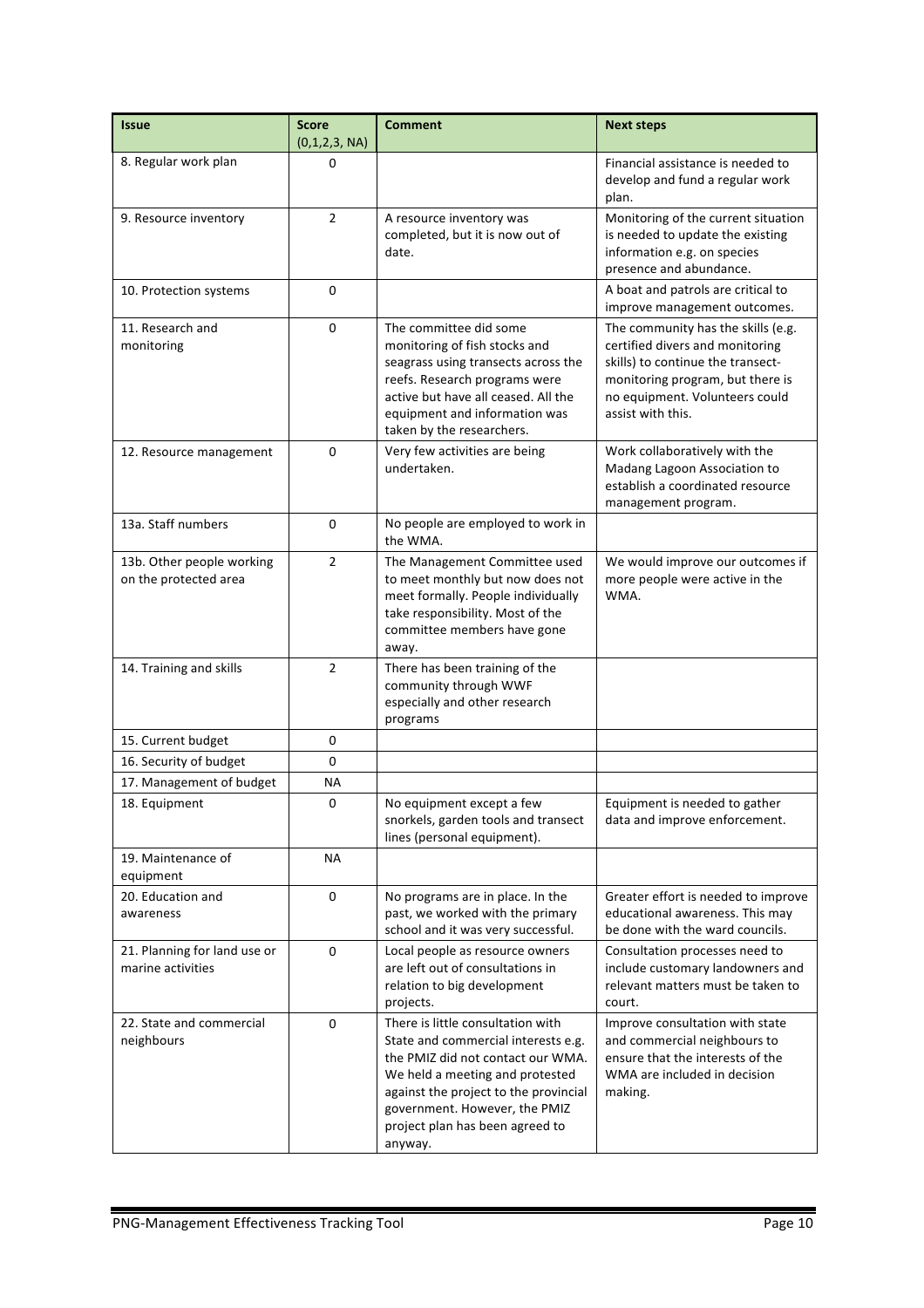| Issue | Score (0,1,2,3, NA) | Comment | Next steps |
|---|---|---|---|
| 8. Regular work plan | 0 | | Financial assistance is needed to develop and fund a regular work plan. |
| 9. Resource inventory | 2 | A resource inventory was completed, but it is now out of date. | Monitoring of the current situation is needed to update the existing information e.g. on species presence and abundance. |
| 10. Protection systems | 0 | | A boat and patrols are critical to improve management outcomes. |
| 11. Research and monitoring | 0 | The committee did some monitoring of fish stocks and seagrass using transects across the reefs. Research programs were active but have all ceased. All the equipment and information was taken by the researchers. | The community has the skills (e.g. certified divers and monitoring skills) to continue the transect-monitoring program, but there is no equipment. Volunteers could assist with this. |
| 12. Resource management | 0 | Very few activities are being undertaken. | Work collaboratively with the Madang Lagoon Association to establish a coordinated resource management program. |
| 13a. Staff numbers | 0 | No people are employed to work in the WMA. | |
| 13b. Other people working on the protected area | 2 | The Management Committee used to meet monthly but now does not meet formally. People individually take responsibility. Most of the committee members have gone away. | We would improve our outcomes if more people were active in the WMA. |
| 14. Training and skills | 2 | There has been training of the community through WWF especially and other research programs | |
| 15. Current budget | 0 | | |
| 16. Security of budget | 0 | | |
| 17. Management of budget | NA | | |
| 18. Equipment | 0 | No equipment except a few snorkels, garden tools and transect lines (personal equipment). | Equipment is needed to gather data and improve enforcement. |
| 19. Maintenance of equipment | NA | | |
| 20. Education and awareness | 0 | No programs are in place. In the past, we worked with the primary school and it was very successful. | Greater effort is needed to improve educational awareness. This may be done with the ward councils. |
| 21. Planning for land use or marine activities | 0 | Local people as resource owners are left out of consultations in relation to big development projects. | Consultation processes need to include customary landowners and relevant matters must be taken to court. |
| 22. State and commercial neighbours | 0 | There is little consultation with State and commercial interests e.g. the PMIZ did not contact our WMA. We held a meeting and protested against the project to the provincial government. However, the PMIZ project plan has been agreed to anyway. | Improve consultation with state and commercial neighbours to ensure that the interests of the WMA are included in decision making. |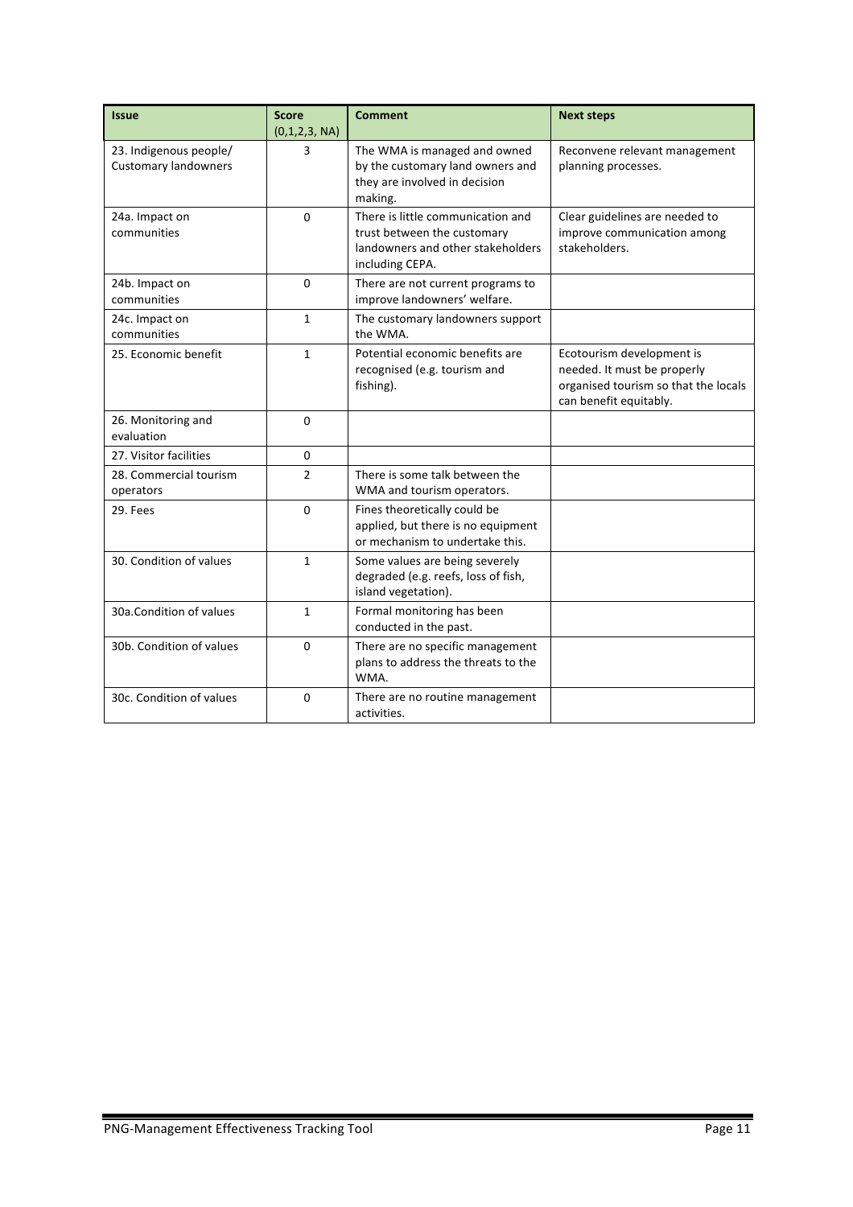| Issue | Score (0,1,2,3, NA) | Comment | Next steps |
|---|---|---|---|
| 23. Indigenous people/ Customary landowners | 3 | The WMA is managed and owned by the customary land owners and they are involved in decision making. | Reconvene relevant management planning processes. |
| 24a. Impact on communities | 0 | There is little communication and trust between the customary landowners and other stakeholders including CEPA. | Clear guidelines are needed to improve communication among stakeholders. |
| 24b. Impact on communities | 0 | There are not current programs to improve landowners' welfare. | |
| 24c. Impact on communities | 1 | The customary landowners support the WMA. | |
| 25. Economic benefit | 1 | Potential economic benefits are recognised (e.g. tourism and fishing). | Ecotourism development is needed. It must be properly organised tourism so that the locals can benefit equitably. |
| 26. Monitoring and evaluation | 0 | | |
| 27. Visitor facilities | 0 | | |
| 28. Commercial tourism operators | 2 | There is some talk between the WMA and tourism operators. | |
| 29. Fees | 0 | Fines theoretically could be applied, but there is no equipment or mechanism to undertake this. | |
| 30. Condition of values | 1 | Some values are being severely degraded (e.g. reefs, loss of fish, island vegetation). | |
| 30a.Condition of values | 1 | Formal monitoring has been conducted in the past. | |
| 30b. Condition of values | 0 | There are no specific management plans to address the threats to the WMA. | |
| 30c. Condition of values | 0 | There are no routine management activities. | |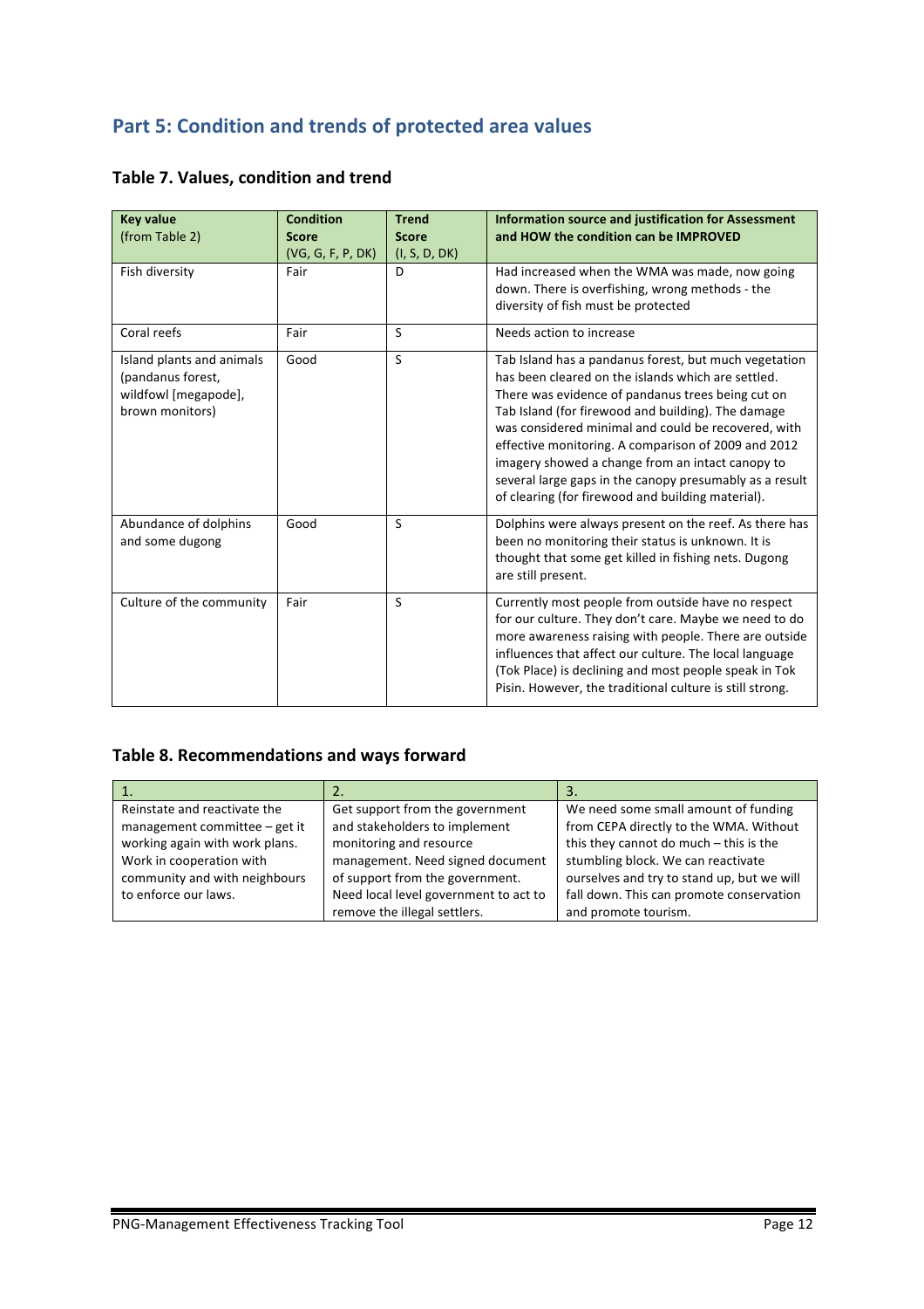## Part 5: Condition and trends of protected area values

### Table 7. Values, condition and trend

| Key value (from Table 2) | Condition Score (VG, G, F, P, DK) | Trend Score (I, S, D, DK) | Information source and justification for Assessment and HOW the condition can be IMPROVED |
|---|---|---|---|
| Fish diversity | Fair | D | Had increased when the WMA was made, now going down. There is overfishing, wrong methods - the diversity of fish must be protected |
| Coral reefs | Fair | S | Needs action to increase |
| Island plants and animals (pandanus forest, wildfowl [megapode], brown monitors) | Good | S | Tab Island has a pandanus forest, but much vegetation has been cleared on the islands which are settled. There was evidence of pandanus trees being cut on Tab Island (for firewood and building). The damage was considered minimal and could be recovered, with effective monitoring. A comparison of 2009 and 2012 imagery showed a change from an intact canopy to several large gaps in the canopy presumably as a result of clearing (for firewood and building material). |
| Abundance of dolphins and some dugong | Good | S | Dolphins were always present on the reef. As there has been no monitoring their status is unknown. It is thought that some get killed in fishing nets. Dugong are still present. |
| Culture of the community | Fair | S | Currently most people from outside have no respect for our culture. They don't care. Maybe we need to do more awareness raising with people. There are outside influences that affect our culture. The local language (Tok Place) is declining and most people speak in Tok Pisin. However, the traditional culture is still strong. |

### Table 8. Recommendations and ways forward

| 1. | 2. | 3. |
|---|---|---|
| Reinstate and reactivate the management committee – get it working again with work plans. Work in cooperation with community and with neighbours to enforce our laws. | Get support from the government and stakeholders to implement monitoring and resource management. Need signed document of support from the government. Need local level government to act to remove the illegal settlers. | We need some small amount of funding from CEPA directly to the WMA. Without this they cannot do much – this is the stumbling block. We can reactivate ourselves and try to stand up, but we will fall down. This can promote conservation and promote tourism. |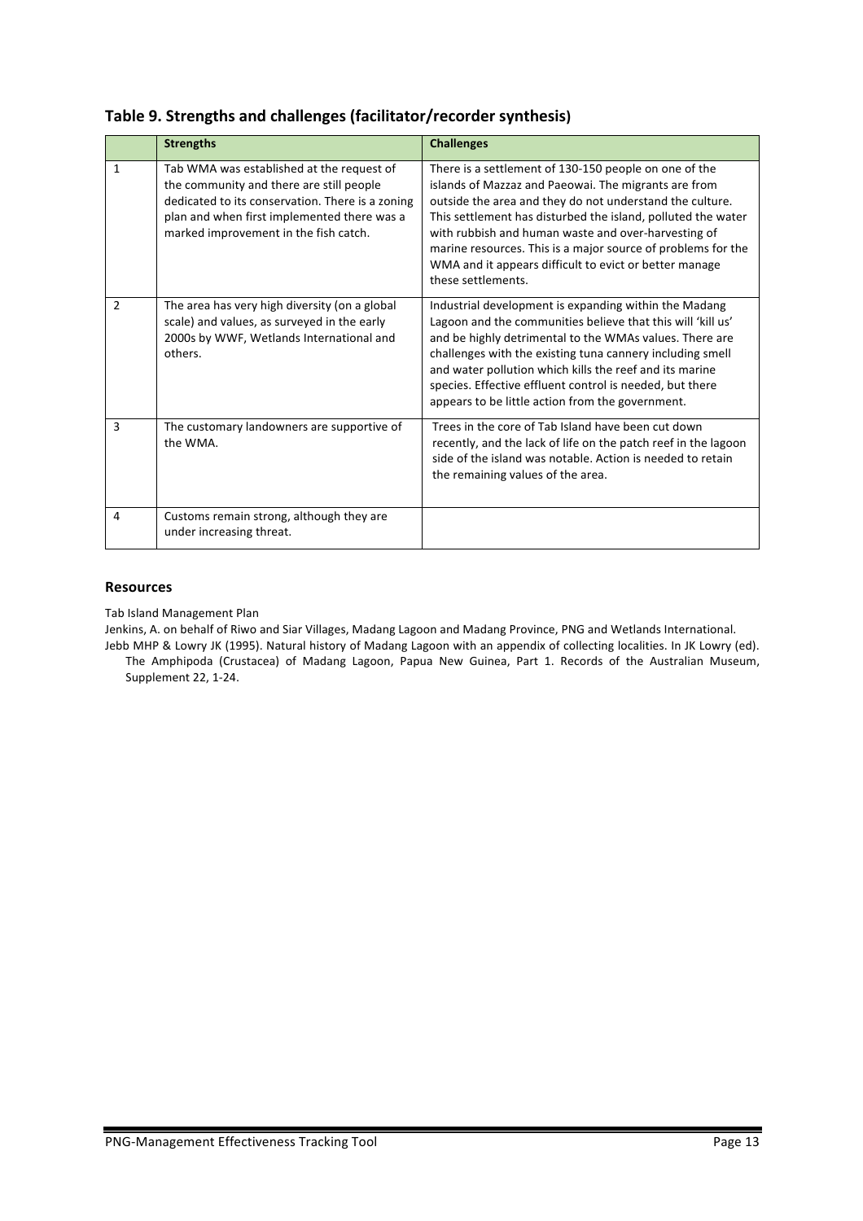## Table 9. Strengths and challenges (facilitator/recorder synthesis)

| | Strengths | Challenges |
|---|---|---|
| 1 | Tab WMA was established at the request of the community and there are still people dedicated to its conservation. There is a zoning plan and when first implemented there was a marked improvement in the fish catch. | There is a settlement of 130-150 people on one of the islands of Mazzaz and Paeowai. The migrants are from outside the area and they do not understand the culture. This settlement has disturbed the island, polluted the water with rubbish and human waste and over-harvesting of marine resources. This is a major source of problems for the WMA and it appears difficult to evict or better manage these settlements. |
| 2 | The area has very high diversity (on a global scale) and values, as surveyed in the early 2000s by WWF, Wetlands International and others. | Industrial development is expanding within the Madang Lagoon and the communities believe that this will 'kill us' and be highly detrimental to the WMAs values. There are challenges with the existing tuna cannery including smell and water pollution which kills the reef and its marine species. Effective effluent control is needed, but there appears to be little action from the government. |
| 3 | The customary landowners are supportive of the WMA. | Trees in the core of Tab Island have been cut down recently, and the lack of life on the patch reef in the lagoon side of the island was notable. Action is needed to retain the remaining values of the area. |
| 4 | Customs remain strong, although they are under increasing threat. | |

### Resources

Tab Island Management Plan

Jenkins, A. on behalf of Riwo and Siar Villages, Madang Lagoon and Madang Province, PNG and Wetlands International.

Jebb MHP & Lowry JK (1995). Natural history of Madang Lagoon with an appendix of collecting localities. In JK Lowry (ed). The Amphipoda (Crustacea) of Madang Lagoon, Papua New Guinea, Part 1. Records of the Australian Museum, Supplement 22, 1-24.